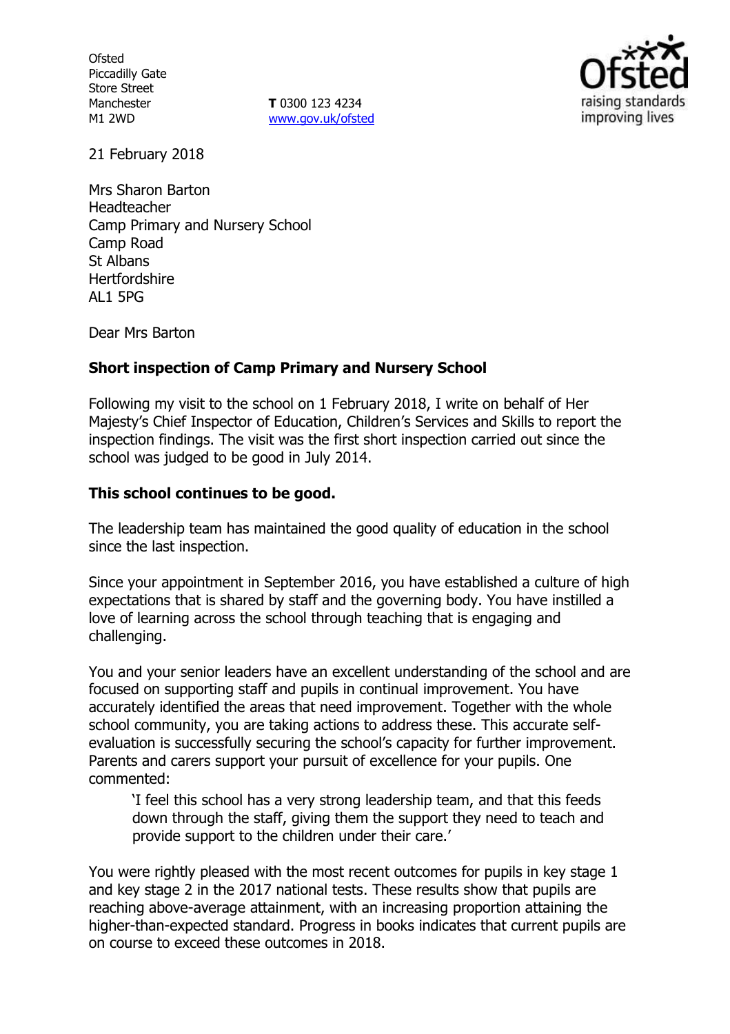Ofsted
Piccadilly Gate
Store Street
Manchester
M1 2WD

**T** 0300 123 4234
www.gov.uk/ofsted

21 February 2018

Mrs Sharon Barton
Headteacher
Camp Primary and Nursery School
Camp Road
St Albans
Hertfordshire
AL1 5PG

Dear Mrs Barton

**Short inspection of Camp Primary and Nursery School**

Following my visit to the school on 1 February 2018, I write on behalf of Her Majesty's Chief Inspector of Education, Children's Services and Skills to report the inspection findings. The visit was the first short inspection carried out since the school was judged to be good in July 2014.

**This school continues to be good.**

The leadership team has maintained the good quality of education in the school since the last inspection.

Since your appointment in September 2016, you have established a culture of high expectations that is shared by staff and the governing body. You have instilled a love of learning across the school through teaching that is engaging and challenging.

You and your senior leaders have an excellent understanding of the school and are focused on supporting staff and pupils in continual improvement. You have accurately identified the areas that need improvement. Together with the whole school community, you are taking actions to address these. This accurate self-evaluation is successfully securing the school's capacity for further improvement. Parents and carers support your pursuit of excellence for your pupils. One commented:

> 'I feel this school has a very strong leadership team, and that this feeds down through the staff, giving them the support they need to teach and provide support to the children under their care.'

You were rightly pleased with the most recent outcomes for pupils in key stage 1 and key stage 2 in the 2017 national tests. These results show that pupils are reaching above-average attainment, with an increasing proportion attaining the higher-than-expected standard. Progress in books indicates that current pupils are on course to exceed these outcomes in 2018.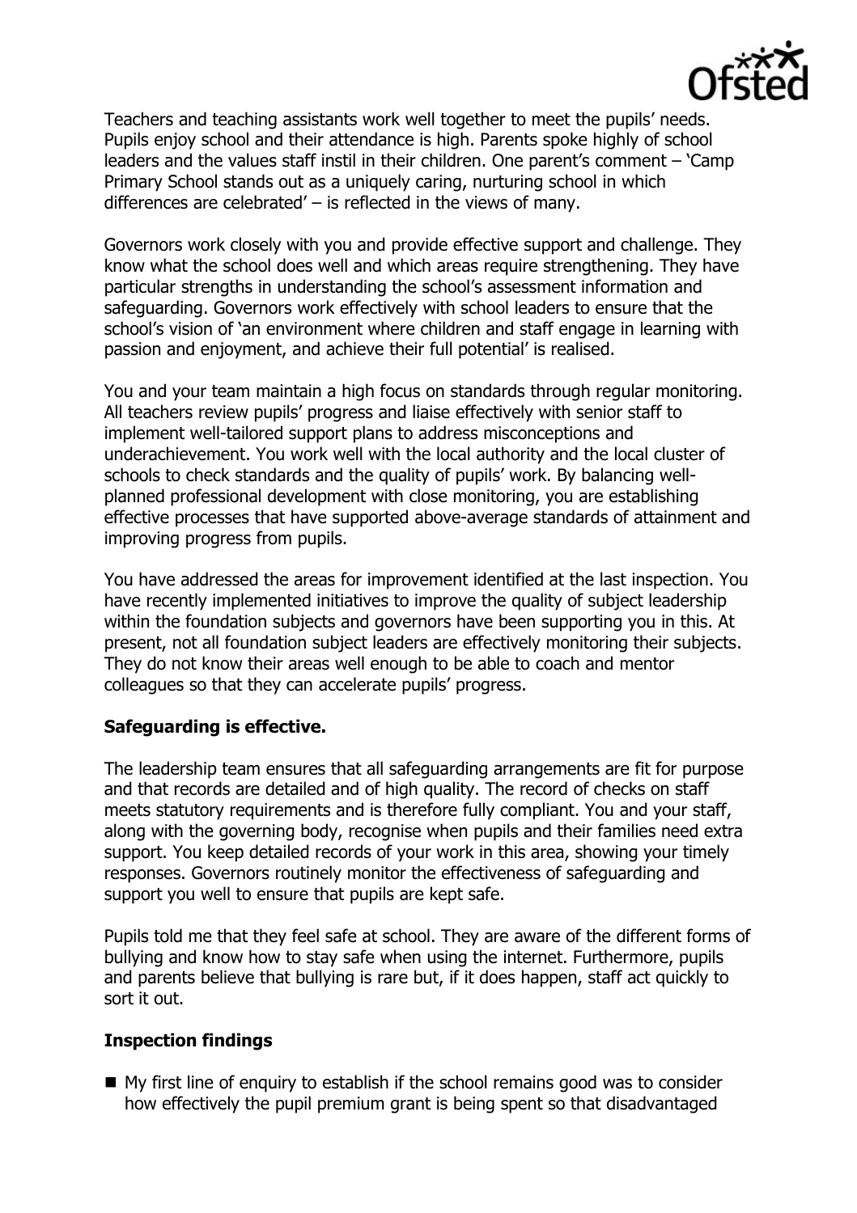Teachers and teaching assistants work well together to meet the pupils' needs. Pupils enjoy school and their attendance is high. Parents spoke highly of school leaders and the values staff instil in their children. One parent's comment – 'Camp Primary School stands out as a uniquely caring, nurturing school in which differences are celebrated' – is reflected in the views of many.

Governors work closely with you and provide effective support and challenge. They know what the school does well and which areas require strengthening. They have particular strengths in understanding the school's assessment information and safeguarding. Governors work effectively with school leaders to ensure that the school's vision of 'an environment where children and staff engage in learning with passion and enjoyment, and achieve their full potential' is realised.

You and your team maintain a high focus on standards through regular monitoring. All teachers review pupils' progress and liaise effectively with senior staff to implement well-tailored support plans to address misconceptions and underachievement. You work well with the local authority and the local cluster of schools to check standards and the quality of pupils' work. By balancing well-planned professional development with close monitoring, you are establishing effective processes that have supported above-average standards of attainment and improving progress from pupils.

You have addressed the areas for improvement identified at the last inspection. You have recently implemented initiatives to improve the quality of subject leadership within the foundation subjects and governors have been supporting you in this. At present, not all foundation subject leaders are effectively monitoring their subjects. They do not know their areas well enough to be able to coach and mentor colleagues so that they can accelerate pupils' progress.

## Safeguarding is effective.

The leadership team ensures that all safeguarding arrangements are fit for purpose and that records are detailed and of high quality. The record of checks on staff meets statutory requirements and is therefore fully compliant. You and your staff, along with the governing body, recognise when pupils and their families need extra support. You keep detailed records of your work in this area, showing your timely responses. Governors routinely monitor the effectiveness of safeguarding and support you well to ensure that pupils are kept safe.

Pupils told me that they feel safe at school. They are aware of the different forms of bullying and know how to stay safe when using the internet. Furthermore, pupils and parents believe that bullying is rare but, if it does happen, staff act quickly to sort it out.

## Inspection findings

- My first line of enquiry to establish if the school remains good was to consider how effectively the pupil premium grant is being spent so that disadvantaged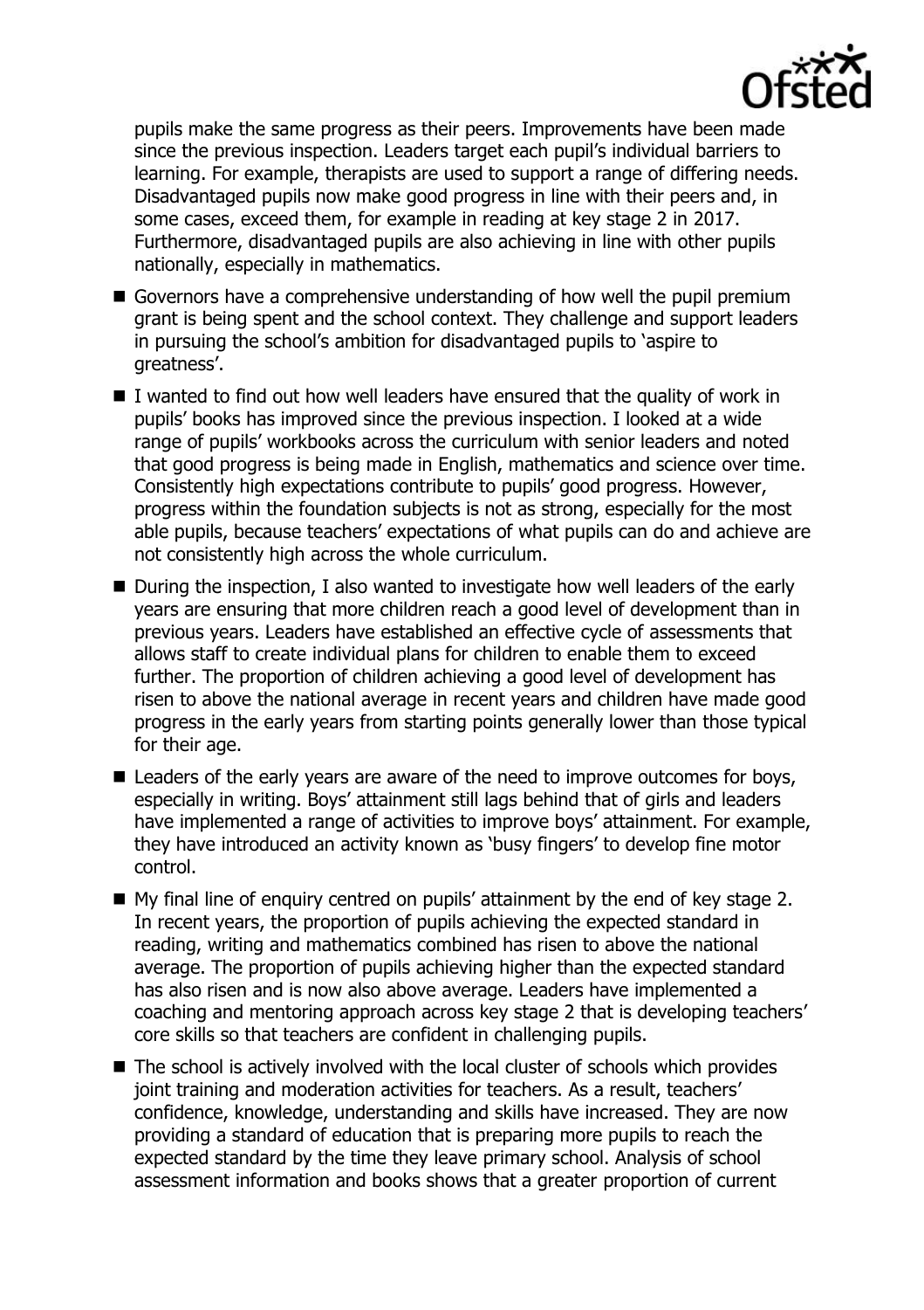pupils make the same progress as their peers. Improvements have been made since the previous inspection. Leaders target each pupil's individual barriers to learning. For example, therapists are used to support a range of differing needs. Disadvantaged pupils now make good progress in line with their peers and, in some cases, exceed them, for example in reading at key stage 2 in 2017. Furthermore, disadvantaged pupils are also achieving in line with other pupils nationally, especially in mathematics.

- Governors have a comprehensive understanding of how well the pupil premium grant is being spent and the school context. They challenge and support leaders in pursuing the school's ambition for disadvantaged pupils to 'aspire to greatness'.
- I wanted to find out how well leaders have ensured that the quality of work in pupils' books has improved since the previous inspection. I looked at a wide range of pupils' workbooks across the curriculum with senior leaders and noted that good progress is being made in English, mathematics and science over time. Consistently high expectations contribute to pupils' good progress. However, progress within the foundation subjects is not as strong, especially for the most able pupils, because teachers' expectations of what pupils can do and achieve are not consistently high across the whole curriculum.
- During the inspection, I also wanted to investigate how well leaders of the early years are ensuring that more children reach a good level of development than in previous years. Leaders have established an effective cycle of assessments that allows staff to create individual plans for children to enable them to exceed further. The proportion of children achieving a good level of development has risen to above the national average in recent years and children have made good progress in the early years from starting points generally lower than those typical for their age.
- Leaders of the early years are aware of the need to improve outcomes for boys, especially in writing. Boys' attainment still lags behind that of girls and leaders have implemented a range of activities to improve boys' attainment. For example, they have introduced an activity known as 'busy fingers' to develop fine motor control.
- My final line of enquiry centred on pupils' attainment by the end of key stage 2. In recent years, the proportion of pupils achieving the expected standard in reading, writing and mathematics combined has risen to above the national average. The proportion of pupils achieving higher than the expected standard has also risen and is now also above average. Leaders have implemented a coaching and mentoring approach across key stage 2 that is developing teachers' core skills so that teachers are confident in challenging pupils.
- The school is actively involved with the local cluster of schools which provides joint training and moderation activities for teachers. As a result, teachers' confidence, knowledge, understanding and skills have increased. They are now providing a standard of education that is preparing more pupils to reach the expected standard by the time they leave primary school. Analysis of school assessment information and books shows that a greater proportion of current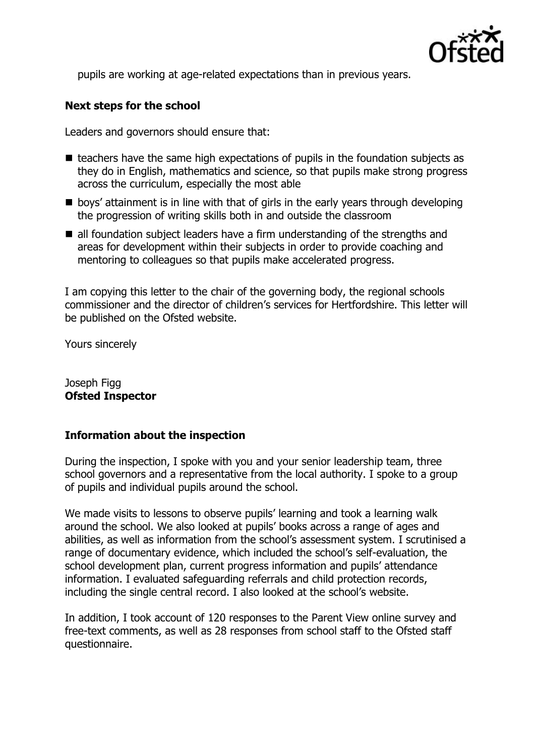pupils are working at age-related expectations than in previous years.

**Next steps for the school**

Leaders and governors should ensure that:

- teachers have the same high expectations of pupils in the foundation subjects as they do in English, mathematics and science, so that pupils make strong progress across the curriculum, especially the most able
- boys' attainment is in line with that of girls in the early years through developing the progression of writing skills both in and outside the classroom
- all foundation subject leaders have a firm understanding of the strengths and areas for development within their subjects in order to provide coaching and mentoring to colleagues so that pupils make accelerated progress.

I am copying this letter to the chair of the governing body, the regional schools commissioner and the director of children's services for Hertfordshire. This letter will be published on the Ofsted website.

Yours sincerely

Joseph Figg
**Ofsted Inspector**

**Information about the inspection**

During the inspection, I spoke with you and your senior leadership team, three school governors and a representative from the local authority. I spoke to a group of pupils and individual pupils around the school.

We made visits to lessons to observe pupils' learning and took a learning walk around the school. We also looked at pupils' books across a range of ages and abilities, as well as information from the school's assessment system. I scrutinised a range of documentary evidence, which included the school's self-evaluation, the school development plan, current progress information and pupils' attendance information. I evaluated safeguarding referrals and child protection records, including the single central record. I also looked at the school's website.

In addition, I took account of 120 responses to the Parent View online survey and free-text comments, as well as 28 responses from school staff to the Ofsted staff questionnaire.